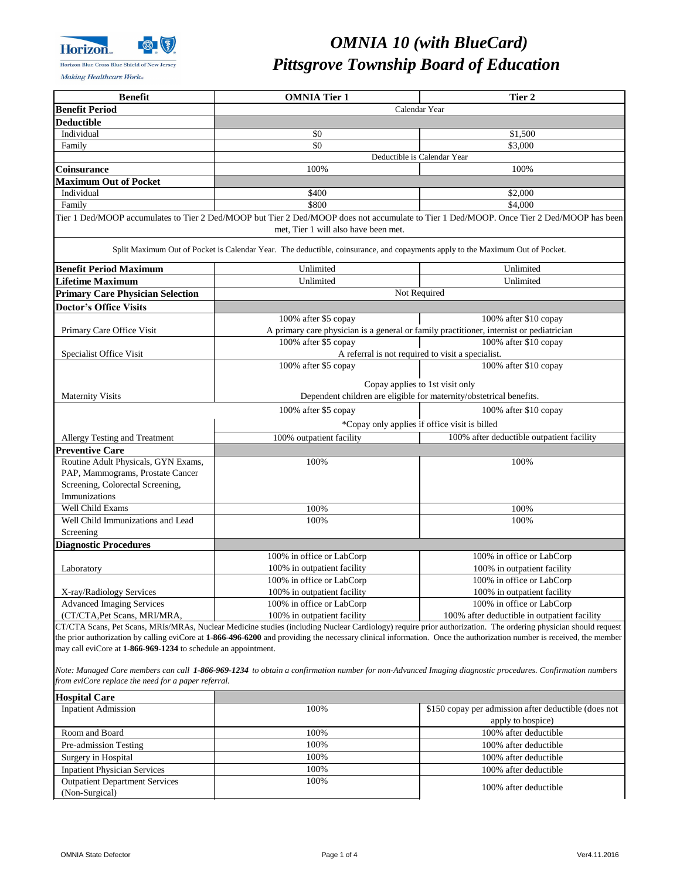# OMNIA 10 (with BlueCard)
# Pittsgrove Township Board of Education

Horizon Blue Cross Blue Shield of New Jersey
*Making Healthcare Work*

| Benefit | OMNIA Tier 1 | Tier 2 |
|---|---|---|
| **Benefit Period** | Calendar Year | |
| **Deductible** | | |
| Individual | $0 | $1,500 |
| Family | $0 | $3,000 |
| | Deductible is Calendar Year | |
| **Coinsurance** | 100% | 100% |
| **Maximum Out of Pocket** | | |
| Individual | $400 | $2,000 |
| Family | $800 | $4,000 |
| Tier 1 Ded/MOOP accumulates to Tier 2 Ded/MOOP but Tier 2 Ded/MOOP does not accumulate to Tier 1 Ded/MOOP. Once Tier 2 Ded/MOOP has been met, Tier 1 will also have been met. | | |
| Split Maximum Out of Pocket is Calendar Year. The deductible, coinsurance, and copayments apply to the Maximum Out of Pocket. | | |
| **Benefit Period Maximum** | Unlimited | Unlimited |
| **Lifetime Maximum** | Unlimited | Unlimited |
| **Primary Care Physician Selection** | Not Required | |
| **Doctor's Office Visits** | | |
| Primary Care Office Visit | 100% after $5 copay<br>A primary care physician is a general or family practitioner, internist or pediatrician | 100% after $10 copay |
| Specialist Office Visit | 100% after $5 copay<br>A referral is not required to visit a specialist. | 100% after $10 copay |
| Maternity Visits | 100% after $5 copay<br>Copay applies to 1st visit only<br>Dependent children are eligible for maternity/obstetrical benefits. | 100% after $10 copay |
| Allergy Testing and Treatment | 100% after $5 copay<br>*Copay only applies if office visit is billed<br>100% outpatient facility | 100% after $10 copay<br>100% after deductible outpatient facility |
| **Preventive Care** | | |
| Routine Adult Physicals, GYN Exams, PAP, Mammograms, Prostate Cancer Screening, Colorectal Screening, Immunizations | 100% | 100% |
| Well Child Exams | 100% | 100% |
| Well Child Immunizations and Lead Screening | 100% | 100% |
| **Diagnostic Procedures** | | |
| Laboratory | 100% in office or LabCorp<br>100% in outpatient facility | 100% in office or LabCorp<br>100% in outpatient facility |
| X-ray/Radiology Services | 100% in office or LabCorp<br>100% in outpatient facility | 100% in office or LabCorp<br>100% in outpatient facility |
| Advanced Imaging Services (CT/CTA,Pet Scans, MRI/MRA, | 100% in office or LabCorp<br>100% in outpatient facility | 100% in office or LabCorp<br>100% after deductible in outpatient facility |

CT/CTA Scans, Pet Scans, MRIs/MRAs, Nuclear Medicine studies (including Nuclear Cardiology) require prior authorization. The ordering physician should request the prior authorization by calling eviCore at **1-866-496-6200** and providing the necessary clinical information. Once the authorization number is received, the member may call eviCore at **1-866-969-1234** to schedule an appointment.

*Note: Managed Care members can call **1-866-969-1234** to obtain a confirmation number for non-Advanced Imaging diagnostic procedures. Confirmation numbers from eviCore replace the need for a paper referral.*

| Benefit | OMNIA Tier 1 | Tier 2 |
|---|---|---|
| **Hospital Care** | | |
| Inpatient Admission | 100% | $150 copay per admission after deductible (does not apply to hospice) |
| Room and Board | 100% | 100% after deductible |
| Pre-admission Testing | 100% | 100% after deductible |
| Surgery in Hospital | 100% | 100% after deductible |
| Inpatient Physician Services | 100% | 100% after deductible |
| Outpatient Department Services (Non-Surgical) | 100% | 100% after deductible |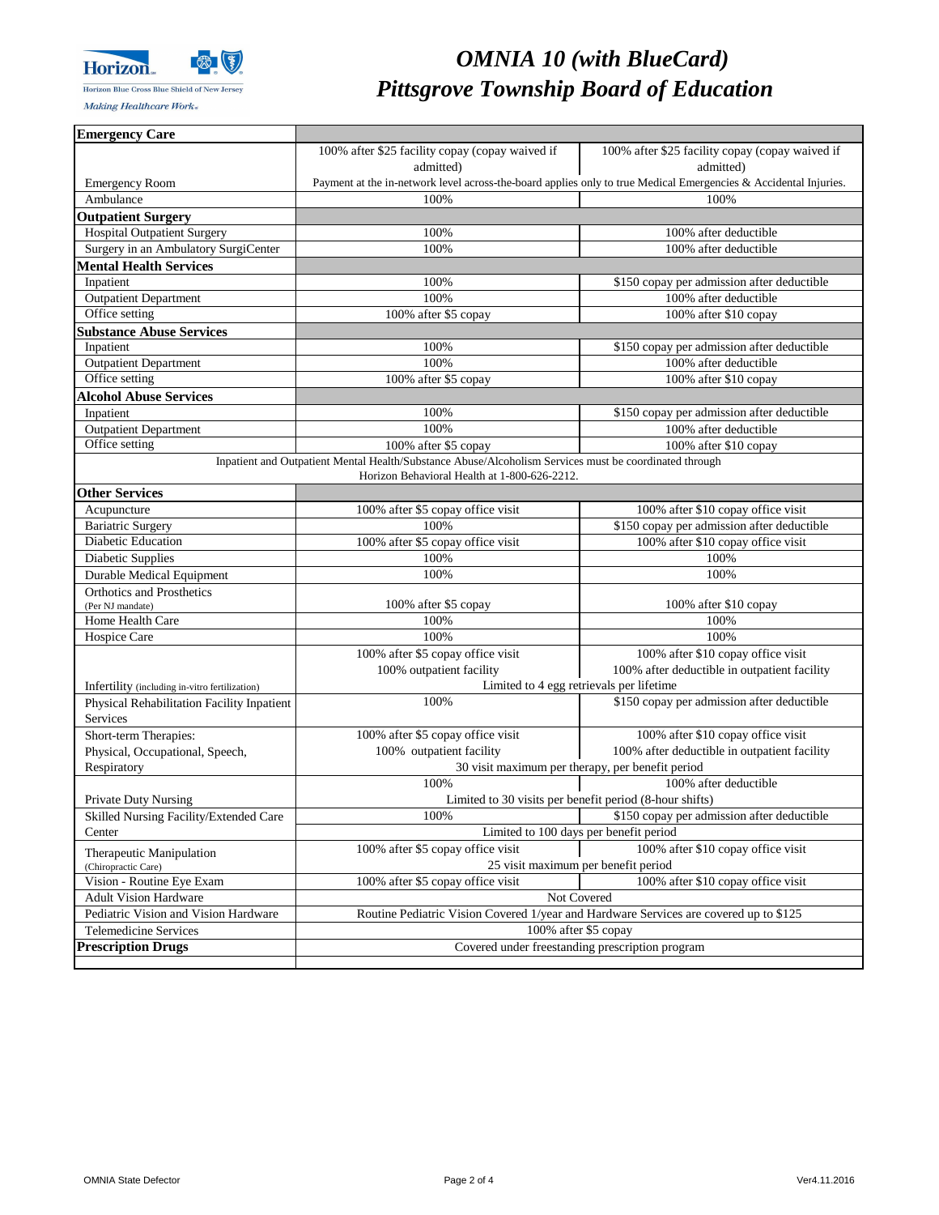# OMNIA 10 (with BlueCard)
# Pittsgrove Township Board of Education

| | | |
|---|---|---|
| **Emergency Care** | | |
| Emergency Room | 100% after $25 facility copay (copay waived if admitted) | 100% after $25 facility copay (copay waived if admitted) |
| | Payment at the in-network level across-the-board applies only to true Medical Emergencies & Accidental Injuries. | |
| Ambulance | 100% | 100% |
| **Outpatient Surgery** | | |
| Hospital Outpatient Surgery | 100% | 100% after deductible |
| Surgery in an Ambulatory SurgiCenter | 100% | 100% after deductible |
| **Mental Health Services** | | |
| Inpatient | 100% | $150 copay per admission after deductible |
| Outpatient Department | 100% | 100% after deductible |
| Office setting | 100% after $5 copay | 100% after $10 copay |
| **Substance Abuse Services** | | |
| Inpatient | 100% | $150 copay per admission after deductible |
| Outpatient Department | 100% | 100% after deductible |
| Office setting | 100% after $5 copay | 100% after $10 copay |
| **Alcohol Abuse Services** | | |
| Inpatient | 100% | $150 copay per admission after deductible |
| Outpatient Department | 100% | 100% after deductible |
| Office setting | 100% after $5 copay | 100% after $10 copay |
| Inpatient and Outpatient Mental Health/Substance Abuse/Alcoholism Services must be coordinated through Horizon Behavioral Health at 1-800-626-2212. | | |
| **Other Services** | | |
| Acupuncture | 100% after $5 copay office visit | 100% after $10 copay office visit |
| Bariatric Surgery | 100% | $150 copay per admission after deductible |
| Diabetic Education | 100% after $5 copay office visit | 100% after $10 copay office visit |
| Diabetic Supplies | 100% | 100% |
| Durable Medical Equipment | 100% | 100% |
| Orthotics and Prosthetics (Per NJ mandate) | 100% after $5 copay | 100% after $10 copay |
| Home Health Care | 100% | 100% |
| Hospice Care | 100% | 100% |
| Infertility (including in-vitro fertilization) | 100% after $5 copay office visit<br>100% outpatient facility | 100% after $10 copay office visit<br>100% after deductible in outpatient facility |
| | Limited to 4 egg retrievals per lifetime | |
| Physical Rehabilitation Facility Inpatient Services | 100% | $150 copay per admission after deductible |
| Short-term Therapies: Physical, Occupational, Speech, Respiratory | 100% after $5 copay office visit<br>100% outpatient facility | 100% after $10 copay office visit<br>100% after deductible in outpatient facility |
| | 30 visit maximum per therapy, per benefit period | |
| Private Duty Nursing | 100% | 100% after deductible |
| | Limited to 30 visits per benefit period (8-hour shifts) | |
| Skilled Nursing Facility/Extended Care Center | 100% | $150 copay per admission after deductible |
| | Limited to 100 days per benefit period | |
| Therapeutic Manipulation (Chiropractic Care) | 100% after $5 copay office visit | 100% after $10 copay office visit |
| | 25 visit maximum per benefit period | |
| Vision - Routine Eye Exam | 100% after $5 copay office visit | 100% after $10 copay office visit |
| Adult Vision Hardware | Not Covered | |
| Pediatric Vision and Vision Hardware | Routine Pediatric Vision Covered 1/year and Hardware Services are covered up to $125 | |
| Telemedicine Services | 100% after $5 copay | |
| **Prescription Drugs** | Covered under freestanding prescription program | |

OMNIA State Defector

Ver4.11.2016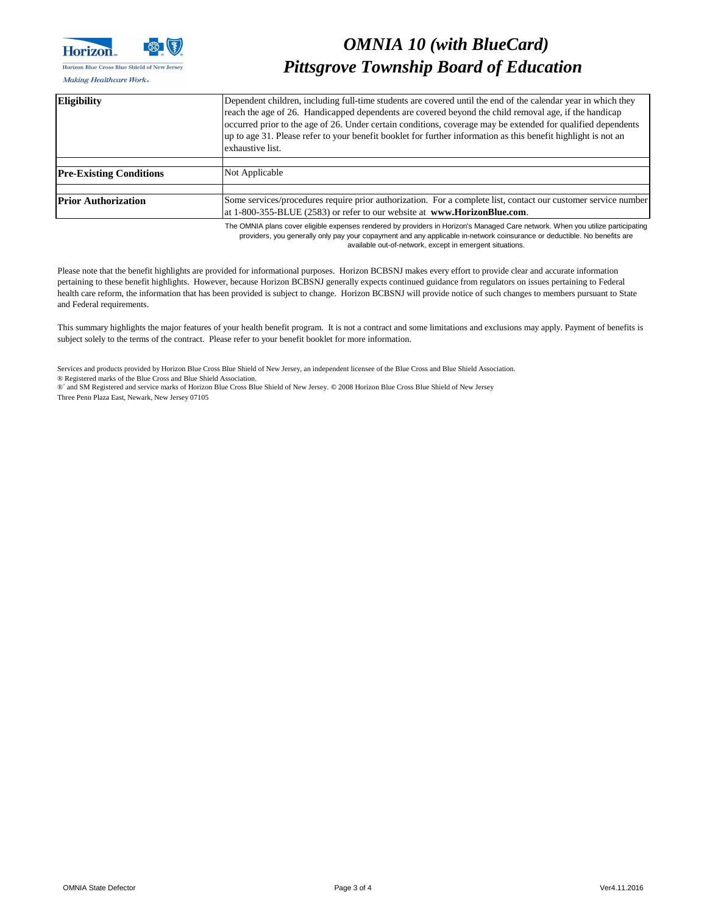# *OMNIA 10 (with BlueCard)*
# *Pittsgrove Township Board of Education*

| | |
|---|---|
| **Eligibility** | Dependent children, including full-time students are covered until the end of the calendar year in which they reach the age of 26. Handicapped dependents are covered beyond the child removal age, if the handicap occurred prior to the age of 26. Under certain conditions, coverage may be extended for qualified dependents up to age 31. Please refer to your benefit booklet for further information as this benefit highlight is not an exhaustive list. |
| **Pre-Existing Conditions** | Not Applicable |
| **Prior Authorization** | Some services/procedures require prior authorization. For a complete list, contact our customer service number at 1-800-355-BLUE (2583) or refer to our website at **www.HorizonBlue.com**. |

The OMNIA plans cover eligible expenses rendered by providers in Horizon's Managed Care network. When you utilize participating providers, you generally only pay your copayment and any applicable in-network coinsurance or deductible. No benefits are available out-of-network, except in emergent situations.

Please note that the benefit highlights are provided for informational purposes. Horizon BCBSNJ makes every effort to provide clear and accurate information pertaining to these benefit highlights. However, because Horizon BCBSNJ generally expects continued guidance from regulators on issues pertaining to Federal health care reform, the information that has been provided is subject to change. Horizon BCBSNJ will provide notice of such changes to members pursuant to State and Federal requirements.

This summary highlights the major features of your health benefit program. It is not a contract and some limitations and exclusions may apply. Payment of benefits is subject solely to the terms of the contract. Please refer to your benefit booklet for more information.

Services and products provided by Horizon Blue Cross Blue Shield of New Jersey, an independent licensee of the Blue Cross and Blue Shield Association.
® Registered marks of the Blue Cross and Blue Shield Association.
®´ and SM Registered and service marks of Horizon Blue Cross Blue Shield of New Jersey. © 2008 Horizon Blue Cross Blue Shield of New Jersey
Three Penn Plaza East, Newark, New Jersey 07105

OMNIA State Defector | Ver4.11.2016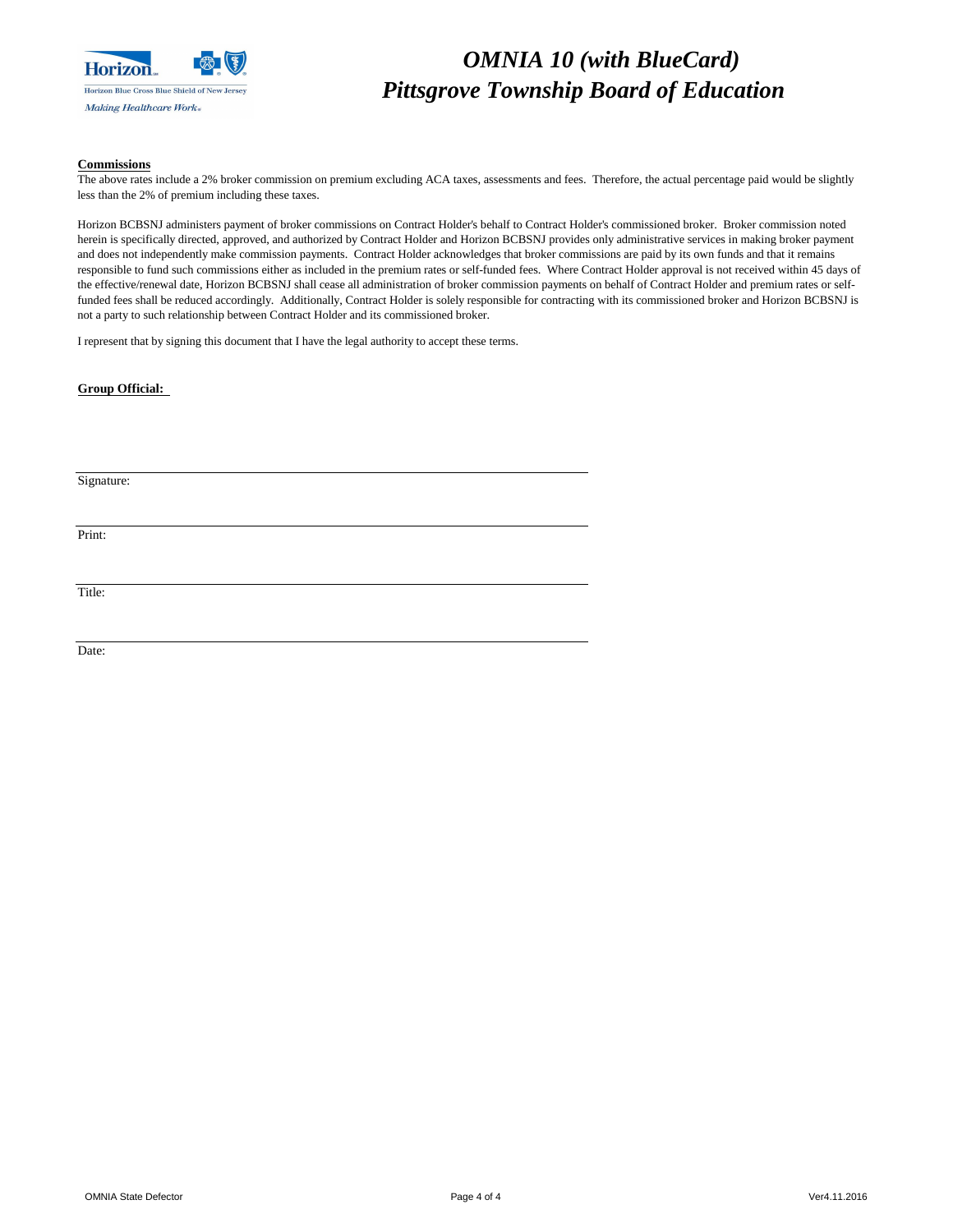# *OMNIA 10 (with BlueCard)*
# *Pittsgrove Township Board of Education*

**Commissions**

The above rates include a 2% broker commission on premium excluding ACA taxes, assessments and fees. Therefore, the actual percentage paid would be slightly less than the 2% of premium including these taxes.

Horizon BCBSNJ administers payment of broker commissions on Contract Holder's behalf to Contract Holder's commissioned broker. Broker commission noted herein is specifically directed, approved, and authorized by Contract Holder and Horizon BCBSNJ provides only administrative services in making broker payment and does not independently make commission payments. Contract Holder acknowledges that broker commissions are paid by its own funds and that it remains responsible to fund such commissions either as included in the premium rates or self-funded fees. Where Contract Holder approval is not received within 45 days of the effective/renewal date, Horizon BCBSNJ shall cease all administration of broker commission payments on behalf of Contract Holder and premium rates or self-funded fees shall be reduced accordingly. Additionally, Contract Holder is solely responsible for contracting with its commissioned broker and Horizon BCBSNJ is not a party to such relationship between Contract Holder and its commissioned broker.

I represent that by signing this document that I have the legal authority to accept these terms.

**Group Official:**

Signature: ______________________________

Print: ______________________________

Title: ______________________________

Date: ______________________________